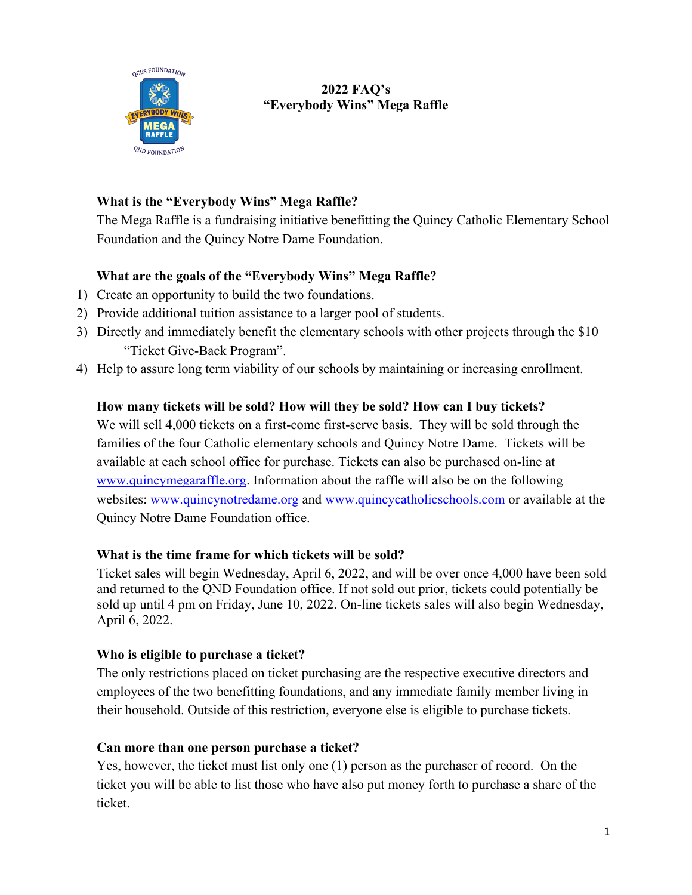# 2022 FAQ's
## "Everybody Wins" Mega Raffle

### What is the "Everybody Wins" Mega Raffle?

The Mega Raffle is a fundraising initiative benefitting the Quincy Catholic Elementary School Foundation and the Quincy Notre Dame Foundation.

### What are the goals of the "Everybody Wins" Mega Raffle?

1) Create an opportunity to build the two foundations.
2) Provide additional tuition assistance to a larger pool of students.
3) Directly and immediately benefit the elementary schools with other projects through the $10 "Ticket Give-Back Program".
4) Help to assure long term viability of our schools by maintaining or increasing enrollment.

### How many tickets will be sold? How will they be sold? How can I buy tickets?

We will sell 4,000 tickets on a first-come first-serve basis. They will be sold through the families of the four Catholic elementary schools and Quincy Notre Dame. Tickets will be available at each school office for purchase. Tickets can also be purchased on-line at www.quincymegaraffle.org. Information about the raffle will also be on the following websites: www.quincynotredame.org and www.quincycatholicschools.com or available at the Quincy Notre Dame Foundation office.

### What is the time frame for which tickets will be sold?

Ticket sales will begin Wednesday, April 6, 2022, and will be over once 4,000 have been sold and returned to the QND Foundation office. If not sold out prior, tickets could potentially be sold up until 4 pm on Friday, June 10, 2022. On-line tickets sales will also begin Wednesday, April 6, 2022.

### Who is eligible to purchase a ticket?

The only restrictions placed on ticket purchasing are the respective executive directors and employees of the two benefitting foundations, and any immediate family member living in their household. Outside of this restriction, everyone else is eligible to purchase tickets.

### Can more than one person purchase a ticket?

Yes, however, the ticket must list only one (1) person as the purchaser of record. On the ticket you will be able to list those who have also put money forth to purchase a share of the ticket.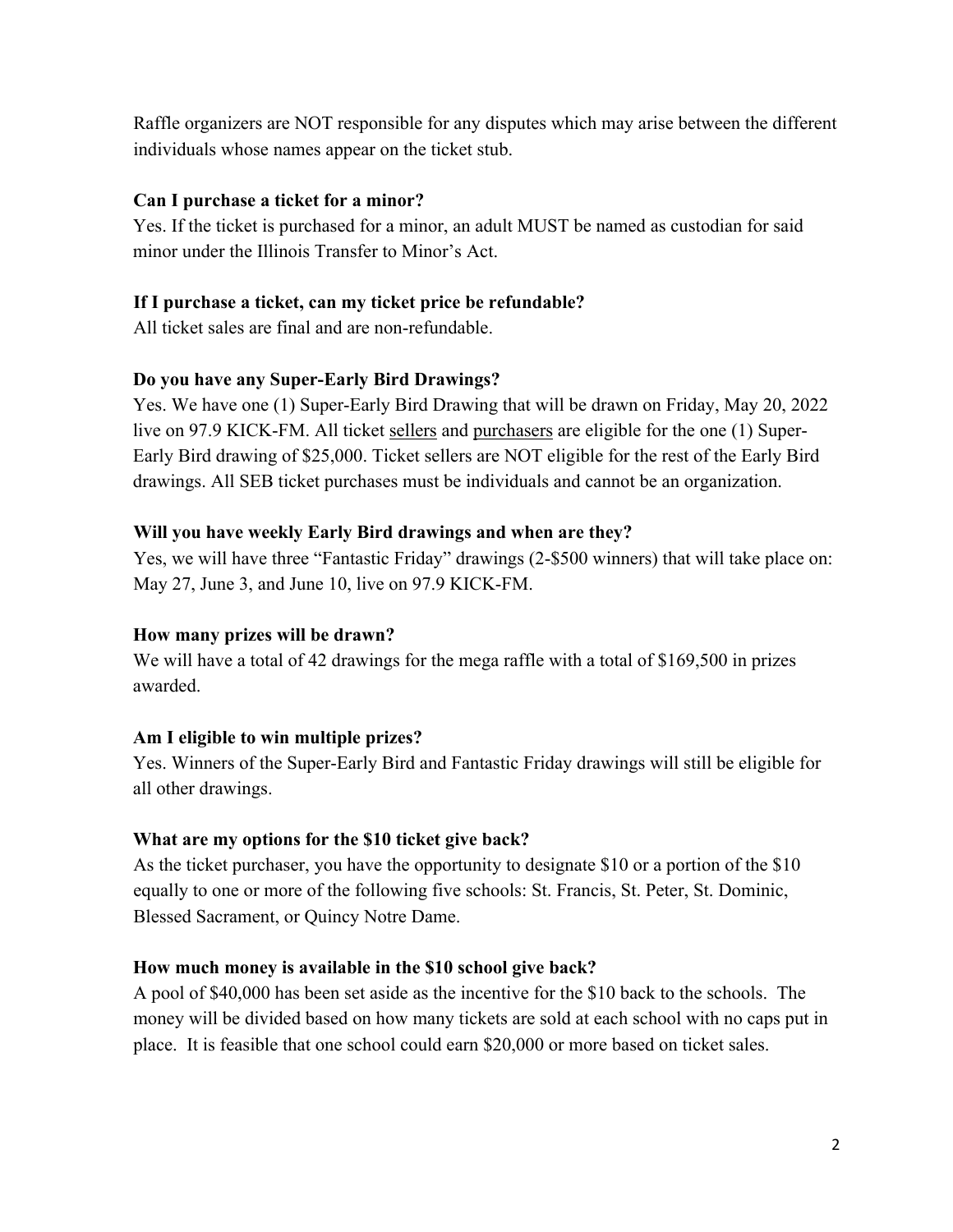Raffle organizers are NOT responsible for any disputes which may arise between the different individuals whose names appear on the ticket stub.

**Can I purchase a ticket for a minor?**

Yes. If the ticket is purchased for a minor, an adult MUST be named as custodian for said minor under the Illinois Transfer to Minor's Act.

**If I purchase a ticket, can my ticket price be refundable?**

All ticket sales are final and are non-refundable.

**Do you have any Super-Early Bird Drawings?**

Yes. We have one (1) Super-Early Bird Drawing that will be drawn on Friday, May 20, 2022 live on 97.9 KICK-FM. All ticket <u>sellers</u> and <u>purchasers</u> are eligible for the one (1) Super-Early Bird drawing of $25,000. Ticket sellers are NOT eligible for the rest of the Early Bird drawings. All SEB ticket purchases must be individuals and cannot be an organization.

**Will you have weekly Early Bird drawings and when are they?**

Yes, we will have three "Fantastic Friday" drawings (2-$500 winners) that will take place on: May 27, June 3, and June 10, live on 97.9 KICK-FM.

**How many prizes will be drawn?**

We will have a total of 42 drawings for the mega raffle with a total of $169,500 in prizes awarded.

**Am I eligible to win multiple prizes?**

Yes. Winners of the Super-Early Bird and Fantastic Friday drawings will still be eligible for all other drawings.

**What are my options for the $10 ticket give back?**

As the ticket purchaser, you have the opportunity to designate $10 or a portion of the $10 equally to one or more of the following five schools: St. Francis, St. Peter, St. Dominic, Blessed Sacrament, or Quincy Notre Dame.

**How much money is available in the $10 school give back?**

A pool of $40,000 has been set aside as the incentive for the $10 back to the schools. The money will be divided based on how many tickets are sold at each school with no caps put in place. It is feasible that one school could earn $20,000 or more based on ticket sales.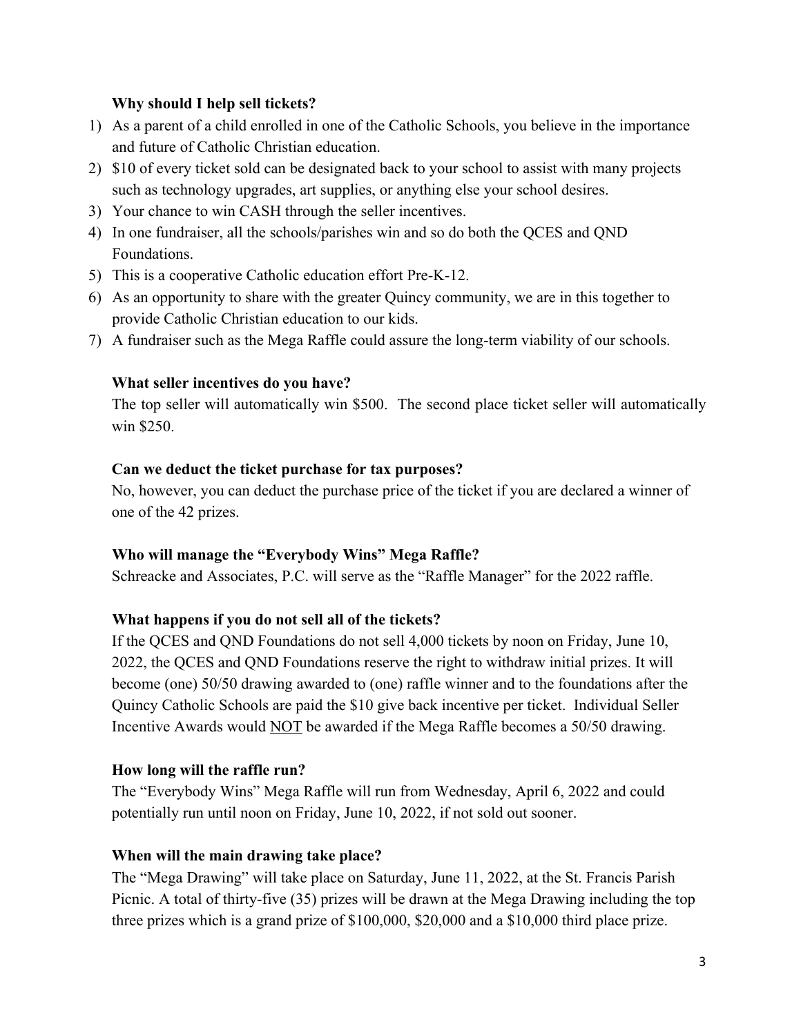**Why should I help sell tickets?**

1) As a parent of a child enrolled in one of the Catholic Schools, you believe in the importance and future of Catholic Christian education.
2) $10 of every ticket sold can be designated back to your school to assist with many projects such as technology upgrades, art supplies, or anything else your school desires.
3) Your chance to win CASH through the seller incentives.
4) In one fundraiser, all the schools/parishes win and so do both the QCES and QND Foundations.
5) This is a cooperative Catholic education effort Pre-K-12.
6) As an opportunity to share with the greater Quincy community, we are in this together to provide Catholic Christian education to our kids.
7) A fundraiser such as the Mega Raffle could assure the long-term viability of our schools.

**What seller incentives do you have?**

The top seller will automatically win $500. The second place ticket seller will automatically win $250.

**Can we deduct the ticket purchase for tax purposes?**

No, however, you can deduct the purchase price of the ticket if you are declared a winner of one of the 42 prizes.

**Who will manage the "Everybody Wins" Mega Raffle?**

Schreacke and Associates, P.C. will serve as the "Raffle Manager" for the 2022 raffle.

**What happens if you do not sell all of the tickets?**

If the QCES and QND Foundations do not sell 4,000 tickets by noon on Friday, June 10, 2022, the QCES and QND Foundations reserve the right to withdraw initial prizes. It will become (one) 50/50 drawing awarded to (one) raffle winner and to the foundations after the Quincy Catholic Schools are paid the $10 give back incentive per ticket. Individual Seller Incentive Awards would <u>NOT</u> be awarded if the Mega Raffle becomes a 50/50 drawing.

**How long will the raffle run?**

The "Everybody Wins" Mega Raffle will run from Wednesday, April 6, 2022 and could potentially run until noon on Friday, June 10, 2022, if not sold out sooner.

**When will the main drawing take place?**

The "Mega Drawing" will take place on Saturday, June 11, 2022, at the St. Francis Parish Picnic. A total of thirty-five (35) prizes will be drawn at the Mega Drawing including the top three prizes which is a grand prize of $100,000, $20,000 and a $10,000 third place prize.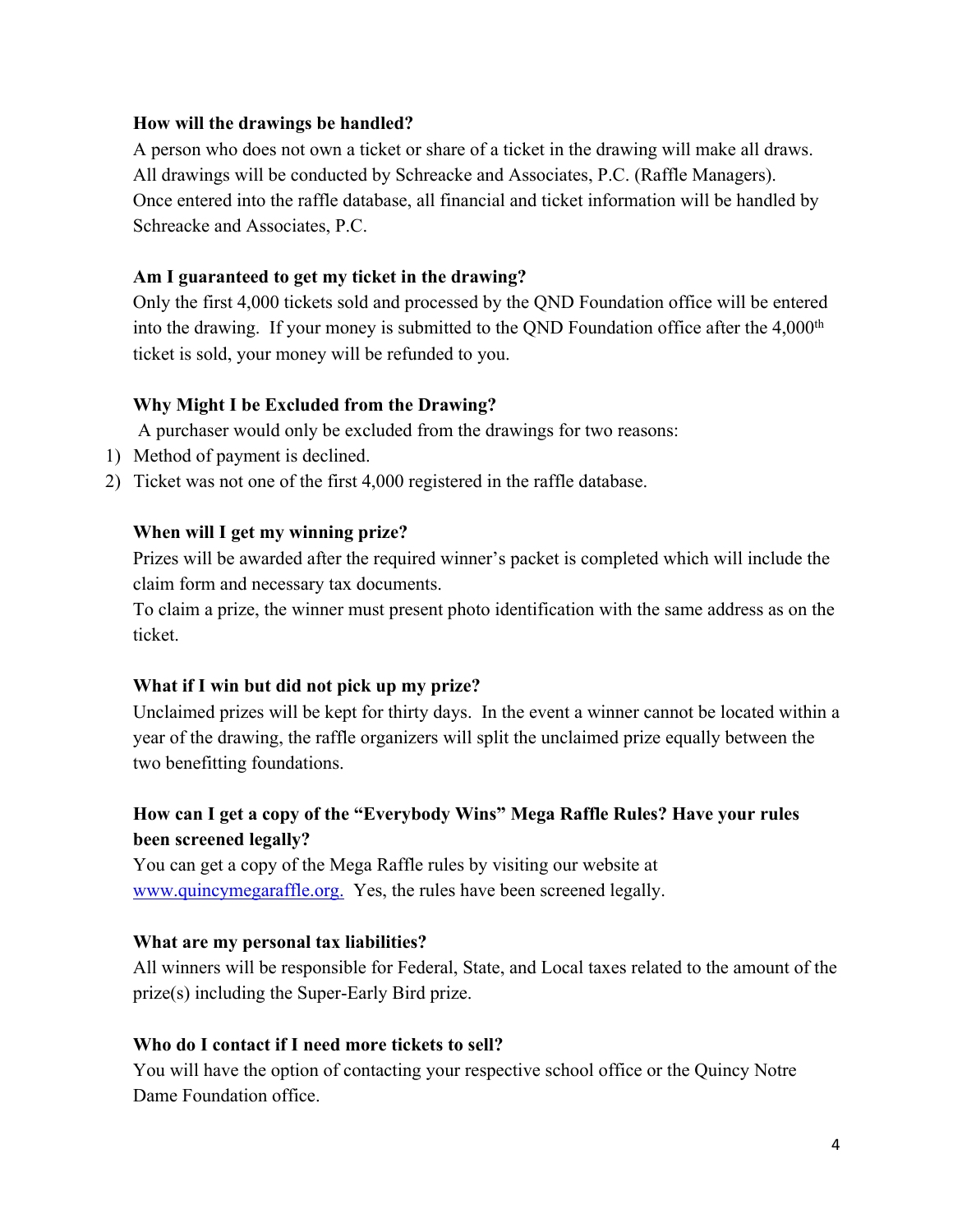**How will the drawings be handled?**

A person who does not own a ticket or share of a ticket in the drawing will make all draws. All drawings will be conducted by Schreacke and Associates, P.C. (Raffle Managers). Once entered into the raffle database, all financial and ticket information will be handled by Schreacke and Associates, P.C.

**Am I guaranteed to get my ticket in the drawing?**

Only the first 4,000 tickets sold and processed by the QND Foundation office will be entered into the drawing. If your money is submitted to the QND Foundation office after the 4,000th ticket is sold, your money will be refunded to you.

**Why Might I be Excluded from the Drawing?**

A purchaser would only be excluded from the drawings for two reasons:

1) Method of payment is declined.
2) Ticket was not one of the first 4,000 registered in the raffle database.

**When will I get my winning prize?**

Prizes will be awarded after the required winner's packet is completed which will include the claim form and necessary tax documents.

To claim a prize, the winner must present photo identification with the same address as on the ticket.

**What if I win but did not pick up my prize?**

Unclaimed prizes will be kept for thirty days. In the event a winner cannot be located within a year of the drawing, the raffle organizers will split the unclaimed prize equally between the two benefitting foundations.

**How can I get a copy of the "Everybody Wins" Mega Raffle Rules? Have your rules been screened legally?**

You can get a copy of the Mega Raffle rules by visiting our website at www.quincymegaraffle.org. Yes, the rules have been screened legally.

**What are my personal tax liabilities?**

All winners will be responsible for Federal, State, and Local taxes related to the amount of the prize(s) including the Super-Early Bird prize.

**Who do I contact if I need more tickets to sell?**

You will have the option of contacting your respective school office or the Quincy Notre Dame Foundation office.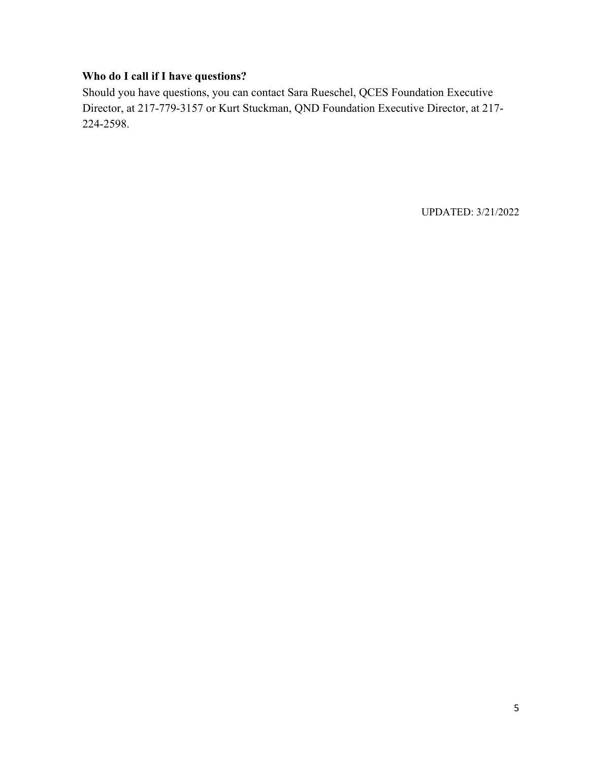**Who do I call if I have questions?**

Should you have questions, you can contact Sara Rueschel, QCES Foundation Executive Director, at 217-779-3157 or Kurt Stuckman, QND Foundation Executive Director, at 217-224-2598.

UPDATED: 3/21/2022